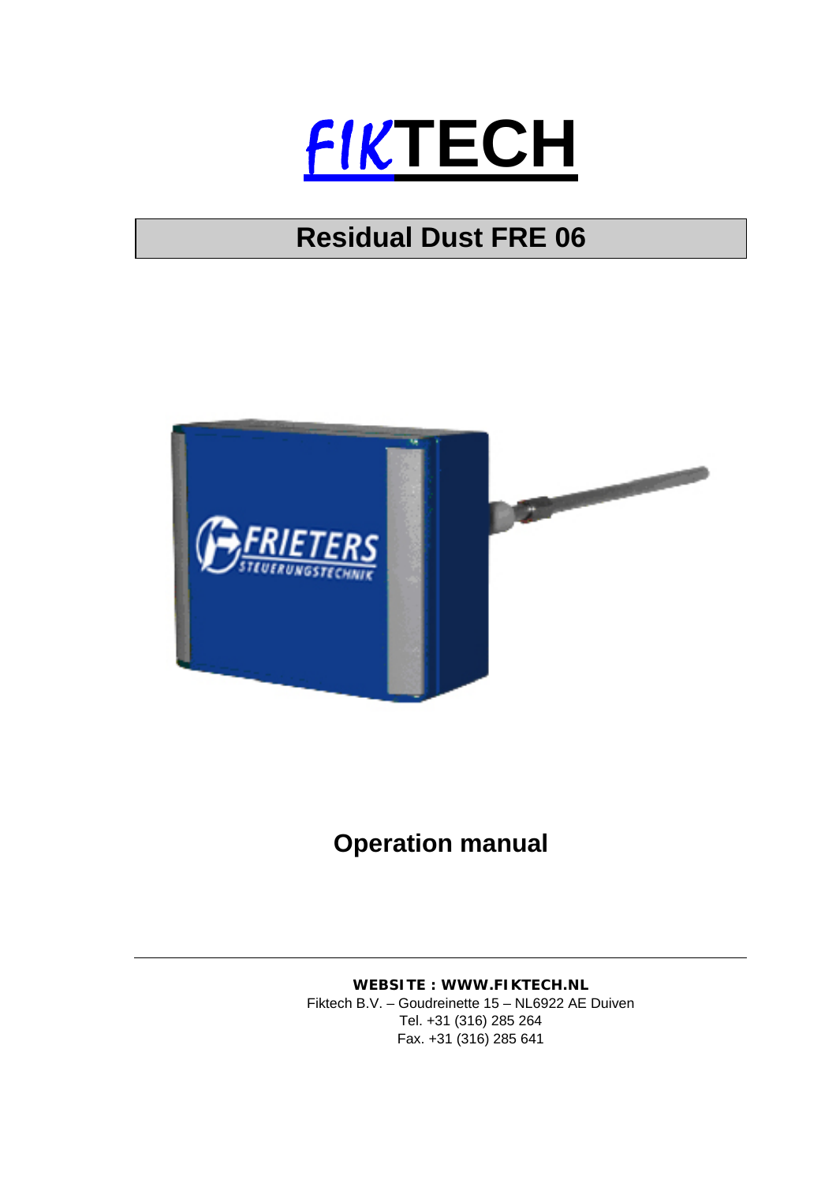# FIKTECH

## Residual Dust FRE 06

## Operation manual

**WEBSITE : WWW.FIKTECH.NL**
Fiktech B.V. – Goudreinette 15 – NL6922 AE Duiven
Tel. +31 (316) 285 264
Fax. +31 (316) 285 641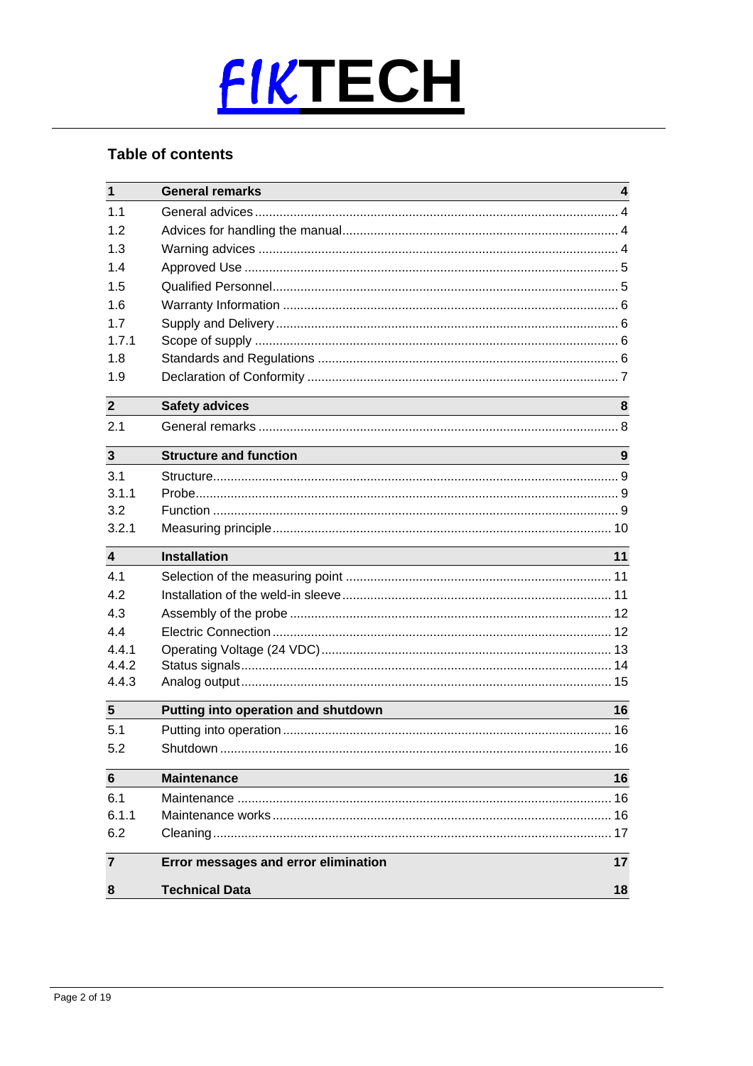**FIKTECH**

## Table of contents

| | | |
|---|---|---|
| **1** | **General remarks** | **4** |
| 1.1 | General advices | 4 |
| 1.2 | Advices for handling the manual | 4 |
| 1.3 | Warning advices | 4 |
| 1.4 | Approved Use | 5 |
| 1.5 | Qualified Personnel | 5 |
| 1.6 | Warranty Information | 6 |
| 1.7 | Supply and Delivery | 6 |
| 1.7.1 | Scope of supply | 6 |
| 1.8 | Standards and Regulations | 6 |
| 1.9 | Declaration of Conformity | 7 |
| **2** | **Safety advices** | **8** |
| 2.1 | General remarks | 8 |
| **3** | **Structure and function** | **9** |
| 3.1 | Structure | 9 |
| 3.1.1 | Probe | 9 |
| 3.2 | Function | 9 |
| 3.2.1 | Measuring principle | 10 |
| **4** | **Installation** | **11** |
| 4.1 | Selection of the measuring point | 11 |
| 4.2 | Installation of the weld-in sleeve | 11 |
| 4.3 | Assembly of the probe | 12 |
| 4.4 | Electric Connection | 12 |
| 4.4.1 | Operating Voltage (24 VDC) | 13 |
| 4.4.2 | Status signals | 14 |
| 4.4.3 | Analog output | 15 |
| **5** | **Putting into operation and shutdown** | **16** |
| 5.1 | Putting into operation | 16 |
| 5.2 | Shutdown | 16 |
| **6** | **Maintenance** | **16** |
| 6.1 | Maintenance | 16 |
| 6.1.1 | Maintenance works | 16 |
| 6.2 | Cleaning | 17 |
| **7** | **Error messages and error elimination** | **17** |
| **8** | **Technical Data** | **18** |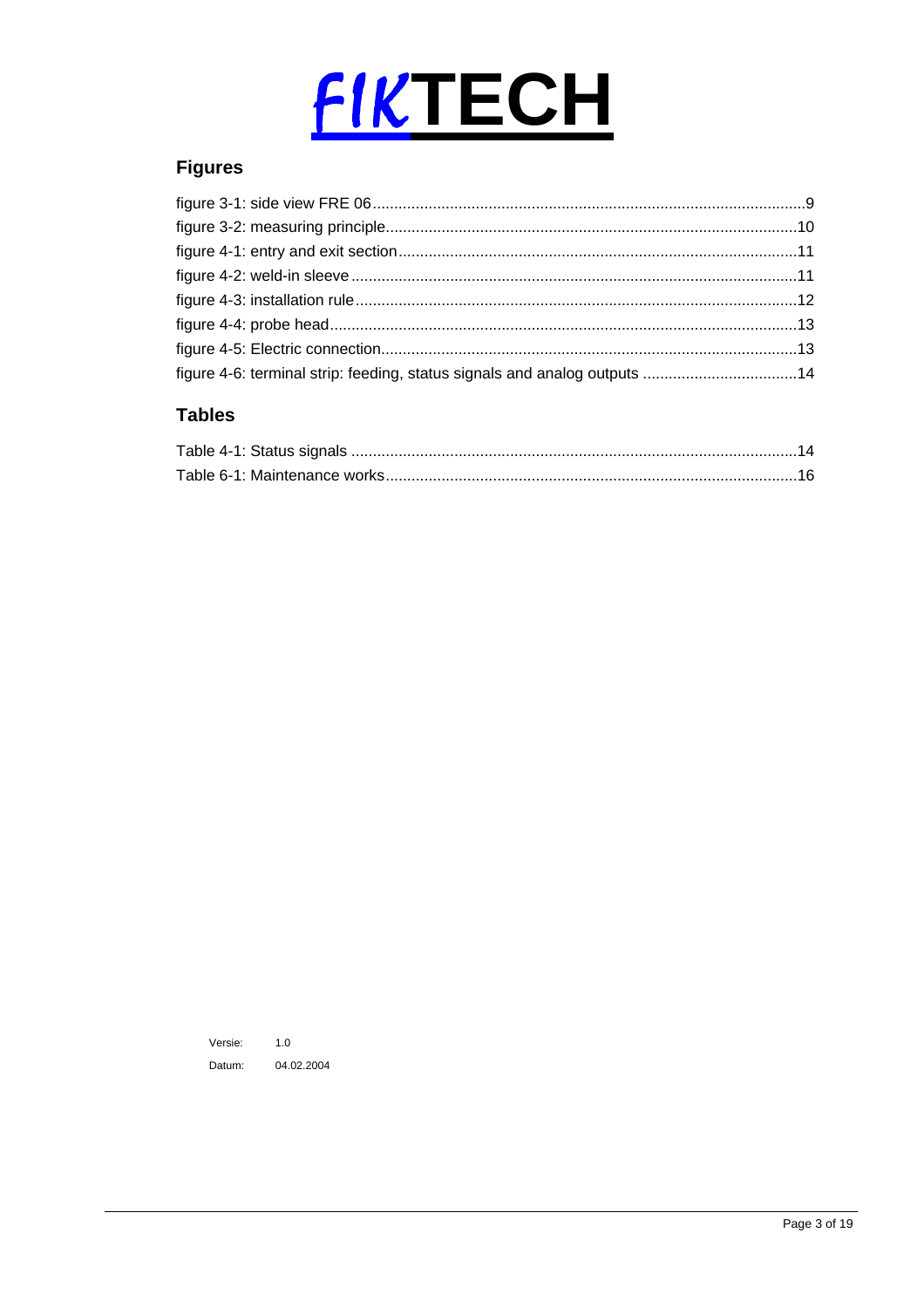## Figures

figure 3-1: side view FRE 06 ....................................................................................................9
figure 3-2: measuring principle...............................................................................................10
figure 4-1: entry and exit section............................................................................................11
figure 4-2: weld-in sleeve .......................................................................................................11
figure 4-3: installation rule......................................................................................................12
figure 4-4: probe head............................................................................................................13
figure 4-5: Electric connection................................................................................................13
figure 4-6: terminal strip: feeding, status signals and analog outputs ....................................14

## Tables

Table 4-1: Status signals .......................................................................................................14
Table 6-1: Maintenance works...............................................................................................16

Versie: 1.0
Datum: 04.02.2004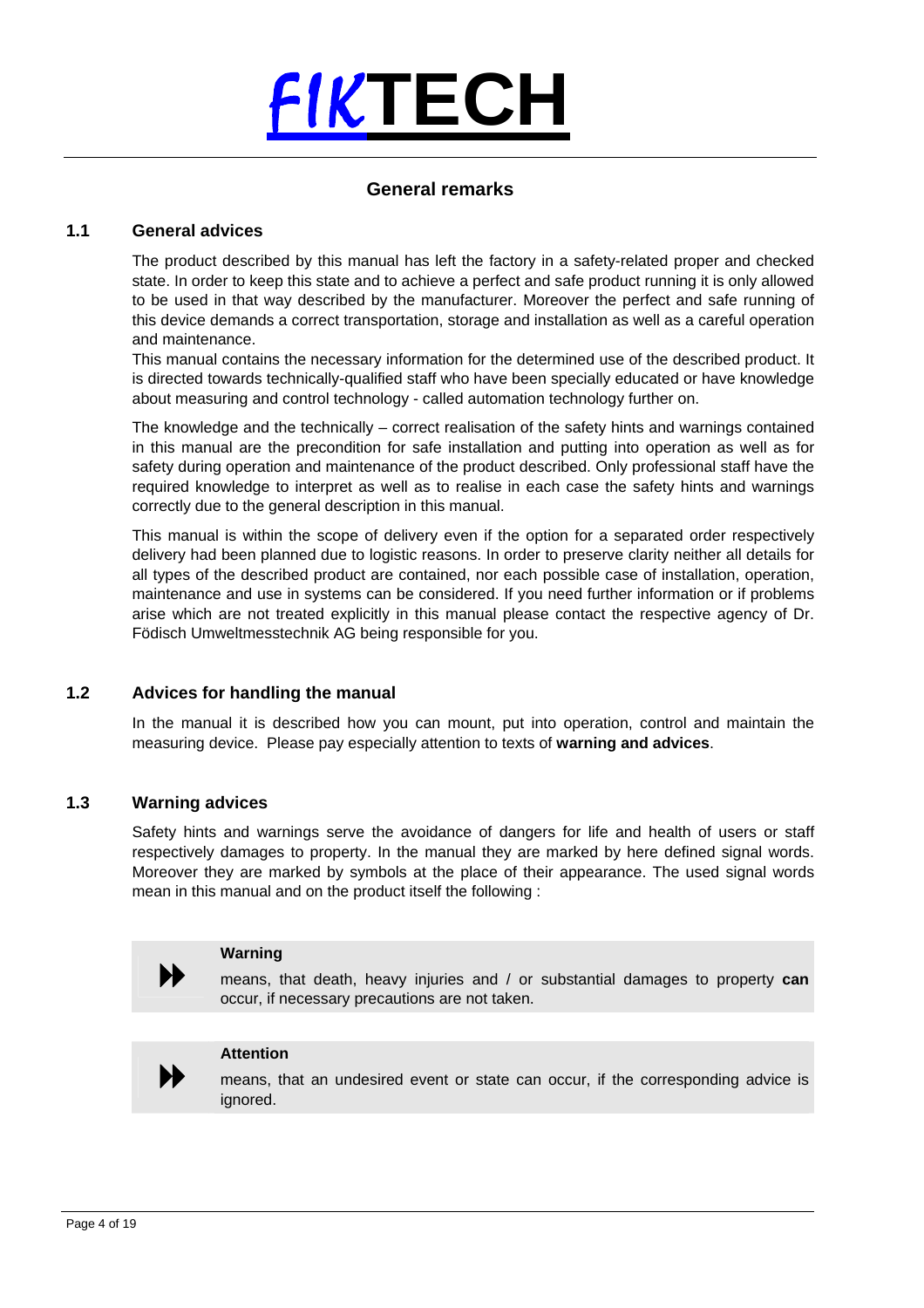# FIKTECH

## General remarks

### 1.1 General advices

The product described by this manual has left the factory in a safety-related proper and checked state. In order to keep this state and to achieve a perfect and safe product running it is only allowed to be used in that way described by the manufacturer. Moreover the perfect and safe running of this device demands a correct transportation, storage and installation as well as a careful operation and maintenance.
This manual contains the necessary information for the determined use of the described product. It is directed towards technically-qualified staff who have been specially educated or have knowledge about measuring and control technology - called automation technology further on.

The knowledge and the technically – correct realisation of the safety hints and warnings contained in this manual are the precondition for safe installation and putting into operation as well as for safety during operation and maintenance of the product described. Only professional staff have the required knowledge to interpret as well as to realise in each case the safety hints and warnings correctly due to the general description in this manual.

This manual is within the scope of delivery even if the option for a separated order respectively delivery had been planned due to logistic reasons. In order to preserve clarity neither all details for all types of the described product are contained, nor each possible case of installation, operation, maintenance and use in systems can be considered. If you need further information or if problems arise which are not treated explicitly in this manual please contact the respective agency of Dr. Födisch Umweltmesstechnik AG being responsible for you.

### 1.2 Advices for handling the manual

In the manual it is described how you can mount, put into operation, control and maintain the measuring device. Please pay especially attention to texts of **warning and advices**.

### 1.3 Warning advices

Safety hints and warnings serve the avoidance of dangers for life and health of users or staff respectively damages to property. In the manual they are marked by here defined signal words. Moreover they are marked by symbols at the place of their appearance. The used signal words mean in this manual and on the product itself the following :

> ⏩ **Warning**
>
> means, that death, heavy injuries and / or substantial damages to property **can** occur, if necessary precautions are not taken.

> ⏩ **Attention**
>
> means, that an undesired event or state can occur, if the corresponding advice is ignored.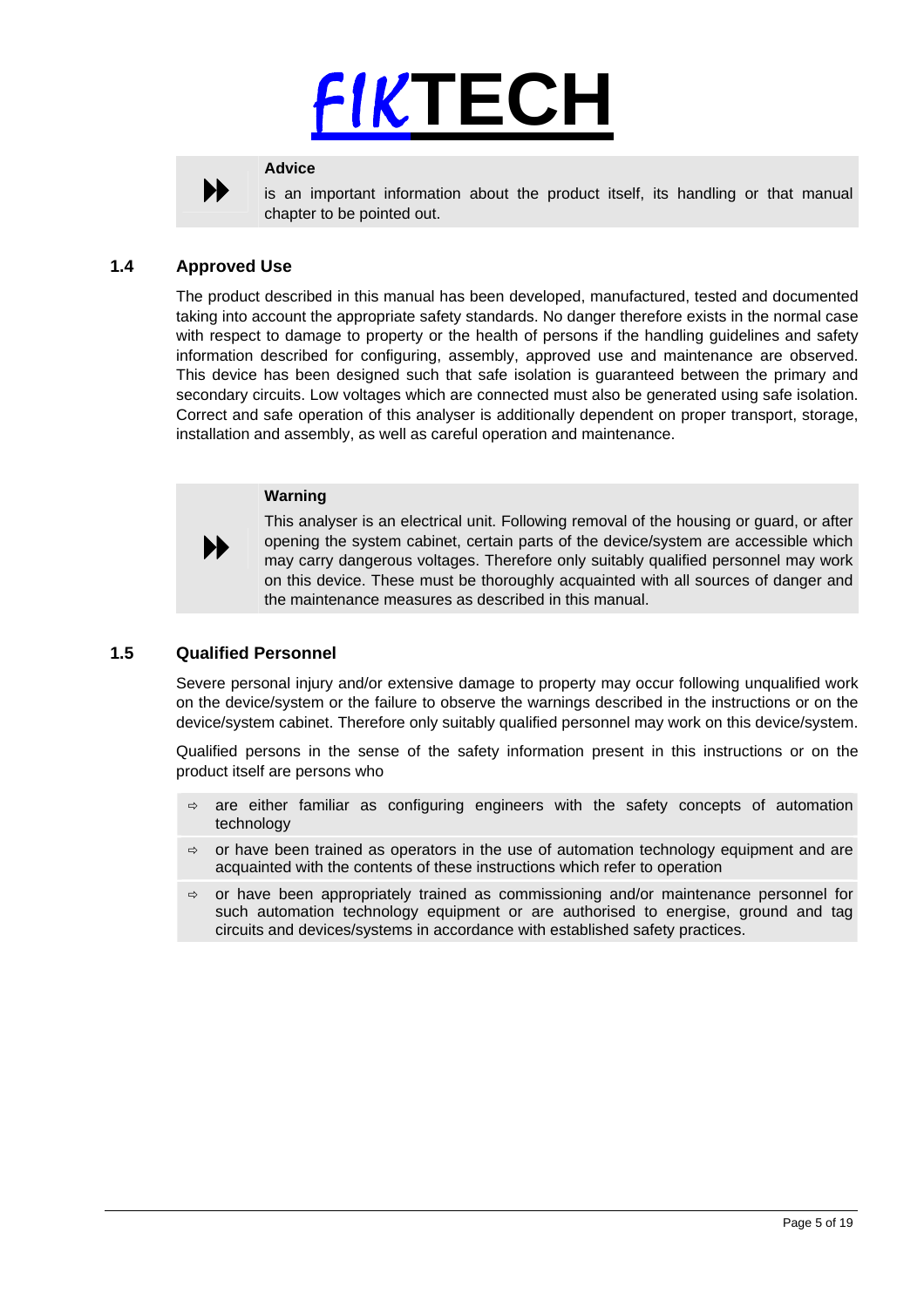**Advice**

is an important information about the product itself, its handling or that manual chapter to be pointed out.

## 1.4 Approved Use

The product described in this manual has been developed, manufactured, tested and documented taking into account the appropriate safety standards. No danger therefore exists in the normal case with respect to damage to property or the health of persons if the handling guidelines and safety information described for configuring, assembly, approved use and maintenance are observed. This device has been designed such that safe isolation is guaranteed between the primary and secondary circuits. Low voltages which are connected must also be generated using safe isolation. Correct and safe operation of this analyser is additionally dependent on proper transport, storage, installation and assembly, as well as careful operation and maintenance.

**Warning**

This analyser is an electrical unit. Following removal of the housing or guard, or after opening the system cabinet, certain parts of the device/system are accessible which may carry dangerous voltages. Therefore only suitably qualified personnel may work on this device. These must be thoroughly acquainted with all sources of danger and the maintenance measures as described in this manual.

## 1.5 Qualified Personnel

Severe personal injury and/or extensive damage to property may occur following unqualified work on the device/system or the failure to observe the warnings described in the instructions or on the device/system cabinet. Therefore only suitably qualified personnel may work on this device/system.

Qualified persons in the sense of the safety information present in this instructions or on the product itself are persons who

- are either familiar as configuring engineers with the safety concepts of automation technology
- or have been trained as operators in the use of automation technology equipment and are acquainted with the contents of these instructions which refer to operation
- or have been appropriately trained as commissioning and/or maintenance personnel for such automation technology equipment or are authorised to energise, ground and tag circuits and devices/systems in accordance with established safety practices.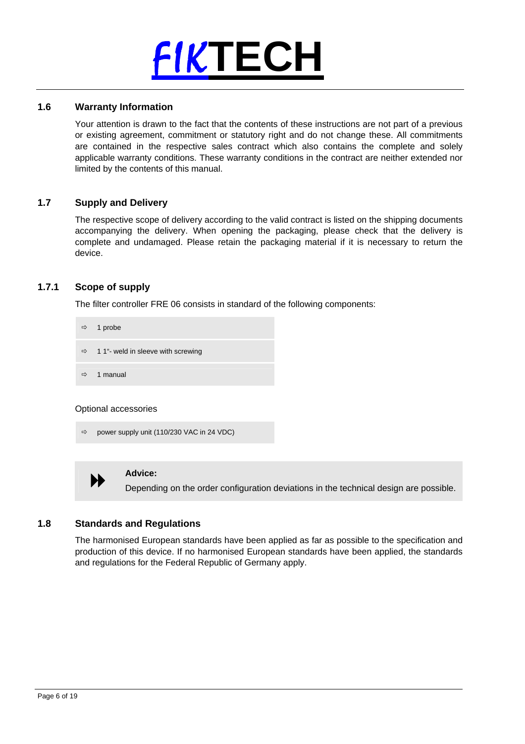## 1.6 Warranty Information

Your attention is drawn to the fact that the contents of these instructions are not part of a previous or existing agreement, commitment or statutory right and do not change these. All commitments are contained in the respective sales contract which also contains the complete and solely applicable warranty conditions. These warranty conditions in the contract are neither extended nor limited by the contents of this manual.

## 1.7 Supply and Delivery

The respective scope of delivery according to the valid contract is listed on the shipping documents accompanying the delivery. When opening the packaging, please check that the delivery is complete and undamaged. Please retain the packaging material if it is necessary to return the device.

### 1.7.1 Scope of supply

The filter controller FRE 06 consists in standard of the following components:

- ⇨ 1 probe
- ⇨ 1 1“- weld in sleeve with screwing
- ⇨ 1 manual

Optional accessories

- ⇨ power supply unit (110/230 VAC in 24 VDC)

**Advice:**
Depending on the order configuration deviations in the technical design are possible.

## 1.8 Standards and Regulations

The harmonised European standards have been applied as far as possible to the specification and production of this device. If no harmonised European standards have been applied, the standards and regulations for the Federal Republic of Germany apply.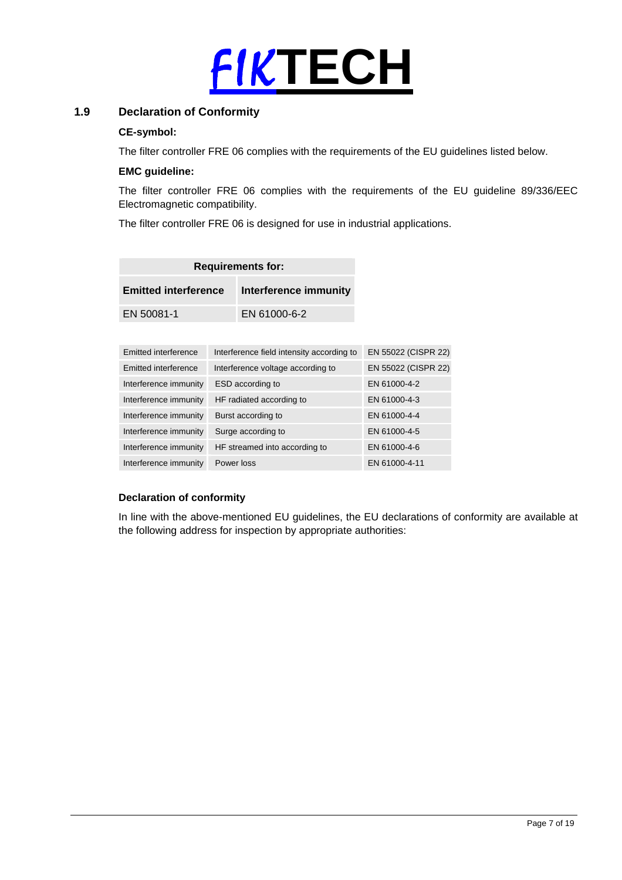## 1.9 Declaration of Conformity

**CE-symbol:**

The filter controller FRE 06 complies with the requirements of the EU guidelines listed below.

**EMC guideline:**

The filter controller FRE 06 complies with the requirements of the EU guideline 89/336/EEC Electromagnetic compatibility.

The filter controller FRE 06 is designed for use in industrial applications.

| **Requirements for:** | |
|---|---|
| **Emitted interference** | **Interference immunity** |
| EN 50081-1 | EN 61000-6-2 |

| | | |
|---|---|---|
| Emitted interference | Interference field intensity according to | EN 55022 (CISPR 22) |
| Emitted interference | Interference voltage according to | EN 55022 (CISPR 22) |
| Interference immunity | ESD according to | EN 61000-4-2 |
| Interference immunity | HF radiated according to | EN 61000-4-3 |
| Interference immunity | Burst according to | EN 61000-4-4 |
| Interference immunity | Surge according to | EN 61000-4-5 |
| Interference immunity | HF streamed into according to | EN 61000-4-6 |
| Interference immunity | Power loss | EN 61000-4-11 |

**Declaration of conformity**

In line with the above-mentioned EU guidelines, the EU declarations of conformity are available at the following address for inspection by appropriate authorities: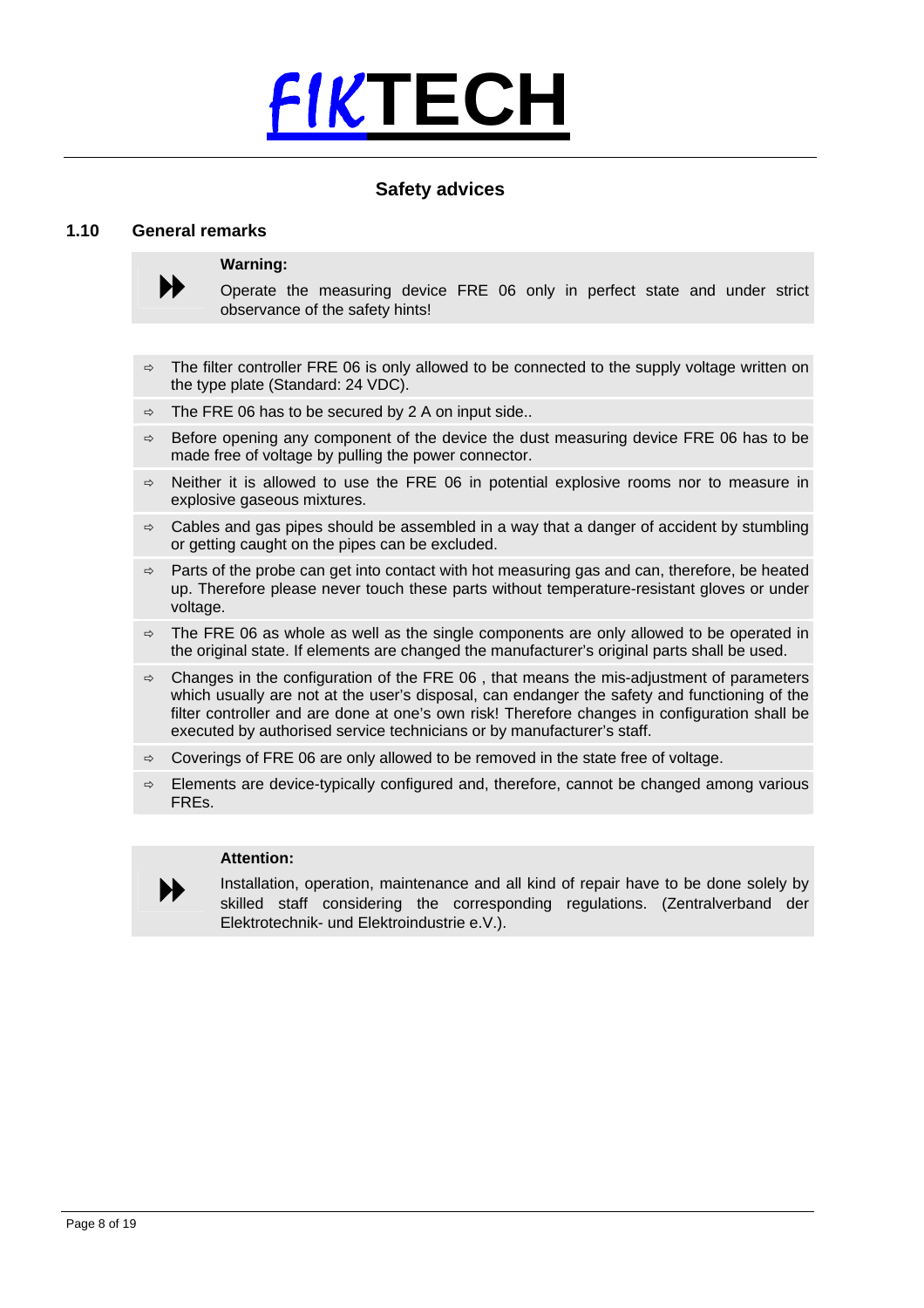## Safety advices

### 1.10 General remarks

**Warning:**

Operate the measuring device FRE 06 only in perfect state and under strict observance of the safety hints!

- The filter controller FRE 06 is only allowed to be connected to the supply voltage written on the type plate (Standard: 24 VDC).
- The FRE 06 has to be secured by 2 A on input side..
- Before opening any component of the device the dust measuring device FRE 06 has to be made free of voltage by pulling the power connector.
- Neither it is allowed to use the FRE 06 in potential explosive rooms nor to measure in explosive gaseous mixtures.
- Cables and gas pipes should be assembled in a way that a danger of accident by stumbling or getting caught on the pipes can be excluded.
- Parts of the probe can get into contact with hot measuring gas and can, therefore, be heated up. Therefore please never touch these parts without temperature-resistant gloves or under voltage.
- The FRE 06 as whole as well as the single components are only allowed to be operated in the original state. If elements are changed the manufacturer's original parts shall be used.
- Changes in the configuration of the FRE 06 , that means the mis-adjustment of parameters which usually are not at the user's disposal, can endanger the safety and functioning of the filter controller and are done at one's own risk! Therefore changes in configuration shall be executed by authorised service technicians or by manufacturer's staff.
- Coverings of FRE 06 are only allowed to be removed in the state free of voltage.
- Elements are device-typically configured and, therefore, cannot be changed among various FREs.

**Attention:**

Installation, operation, maintenance and all kind of repair have to be done solely by skilled staff considering the corresponding regulations. (Zentralverband der Elektrotechnik- und Elektroindustrie e.V.).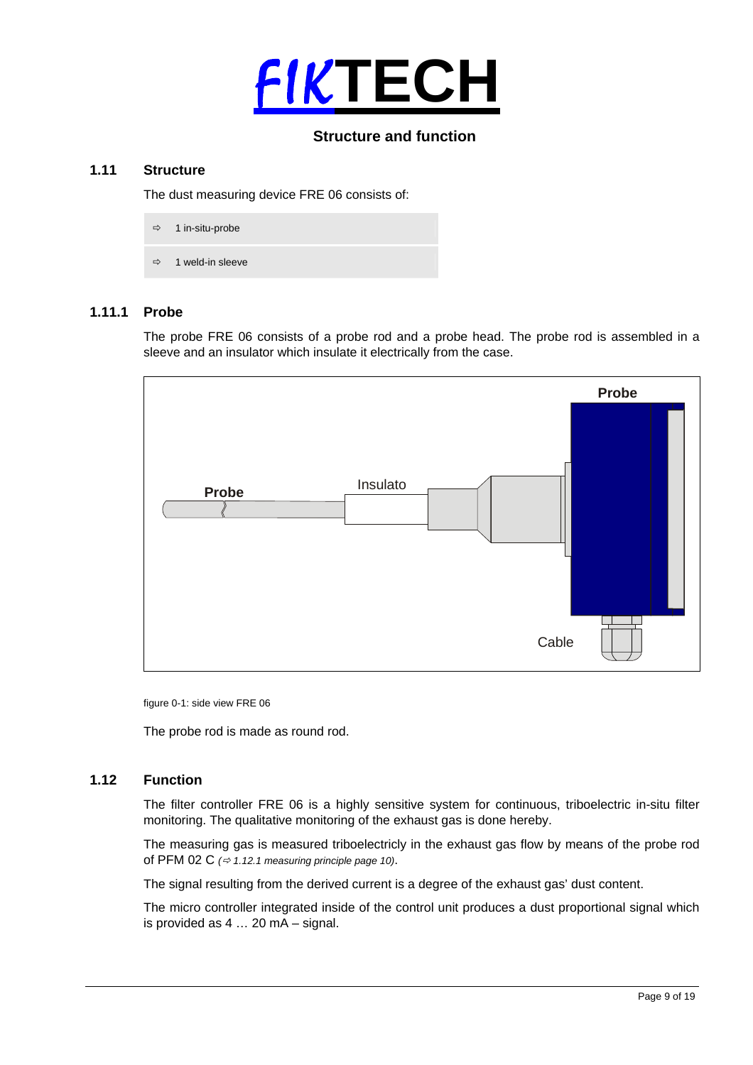## Structure and function

### 1.11 Structure

The dust measuring device FRE 06 consists of:

- ⇨ 1 in-situ-probe
- ⇨ 1 weld-in sleeve

### 1.11.1 Probe

The probe FRE 06 consists of a probe rod and a probe head. The probe rod is assembled in a sleeve and an insulator which insulate it electrically from the case.

figure 0-1: side view FRE 06

The probe rod is made as round rod.

### 1.12 Function

The filter controller FRE 06 is a highly sensitive system for continuous, triboelectric in-situ filter monitoring. The qualitative monitoring of the exhaust gas is done hereby.

The measuring gas is measured triboelectricly in the exhaust gas flow by means of the probe rod of PFM 02 C *(⇨ 1.12.1 measuring principle page 10)*.

The signal resulting from the derived current is a degree of the exhaust gas' dust content.

The micro controller integrated inside of the control unit produces a dust proportional signal which is provided as 4 … 20 mA – signal.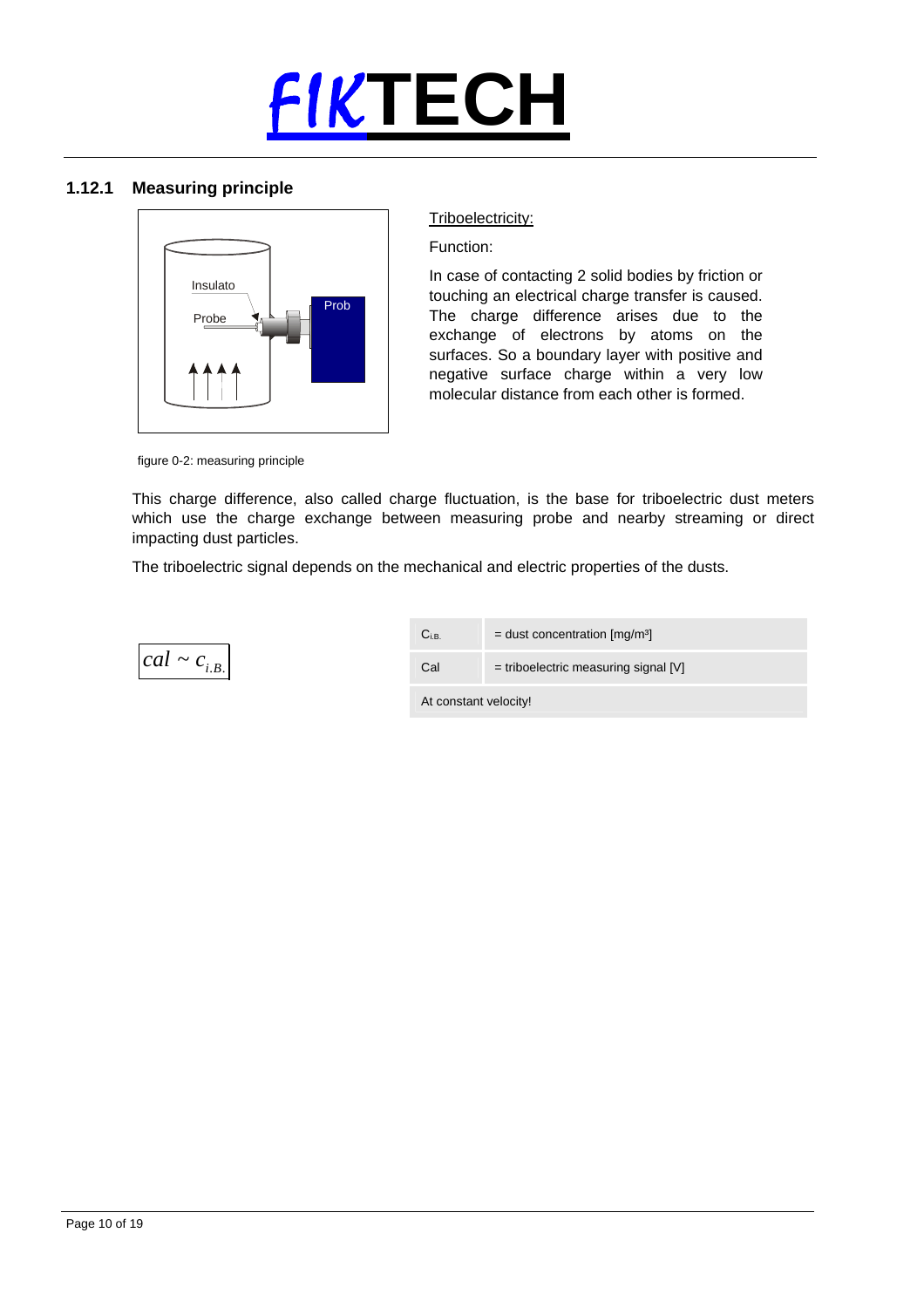### 1.12.1 Measuring principle

Triboelectricity:

Function:

In case of contacting 2 solid bodies by friction or touching an electrical charge transfer is caused. The charge difference arises due to the exchange of electrons by atoms on the surfaces. So a boundary layer with positive and negative surface charge within a very low molecular distance from each other is formed.

figure 0-2: measuring principle

This charge difference, also called charge fluctuation, is the base for triboelectric dust meters which use the charge exchange between measuring probe and nearby streaming or direct impacting dust particles.

The triboelectric signal depends on the mechanical and electric properties of the dusts.

$$cal \sim c_{i.B.}$$

| | |
|---|---|
| $C_{i.B.}$ | = dust concentration [mg/m³] |
| Cal | = triboelectric measuring signal [V] |
| At constant velocity! | |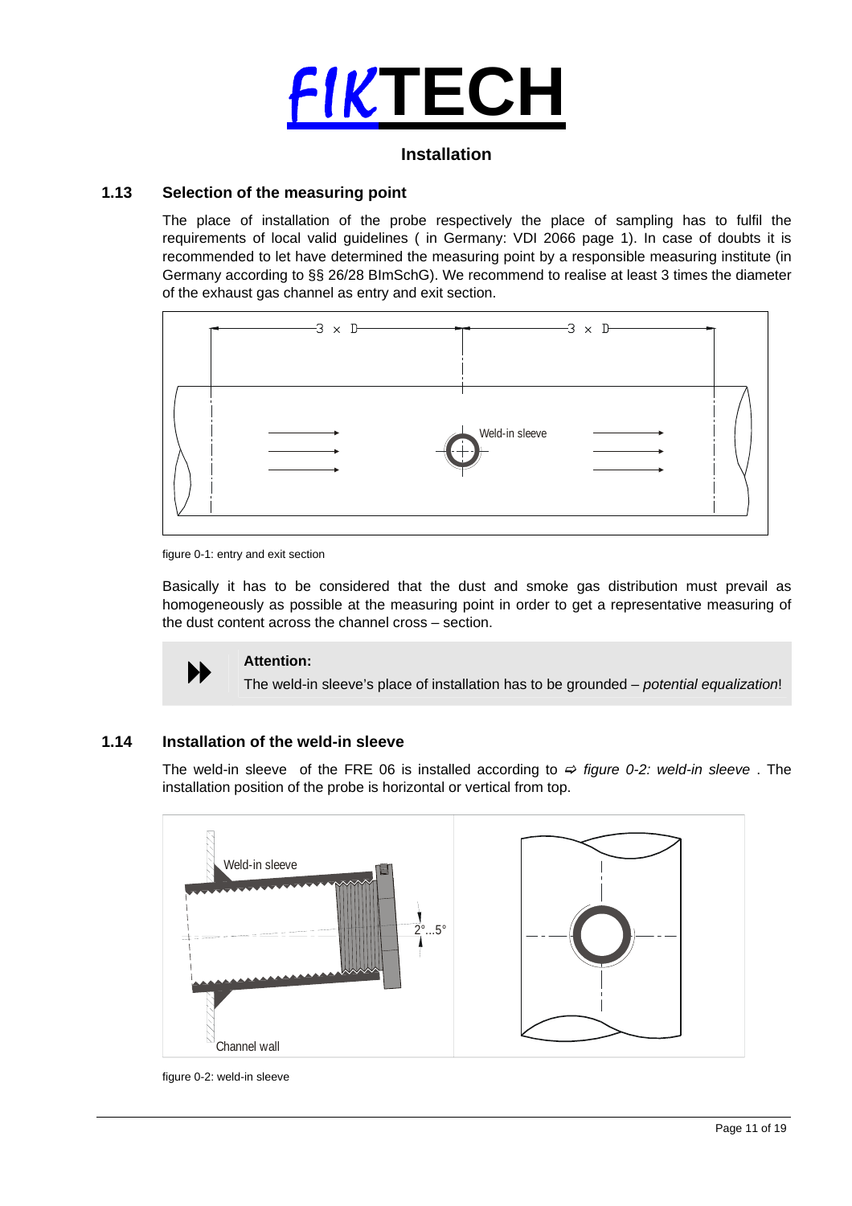## Installation

### 1.13 Selection of the measuring point

The place of installation of the probe respectively the place of sampling has to fulfil the requirements of local valid guidelines ( in Germany: VDI 2066 page 1). In case of doubts it is recommended to let have determined the measuring point by a responsible measuring institute (in Germany according to §§ 26/28 BImSchG). We recommend to realise at least 3 times the diameter of the exhaust gas channel as entry and exit section.

figure 0-1: entry and exit section

Basically it has to be considered that the dust and smoke gas distribution must prevail as homogeneously as possible at the measuring point in order to get a representative measuring of the dust content across the channel cross – section.

> **Attention:**
> The weld-in sleeve's place of installation has to be grounded – *potential equalization*!

### 1.14 Installation of the weld-in sleeve

The weld-in sleeve of the FRE 06 is installed according to ⇨ *figure 0-2: weld-in sleeve* . The installation position of the probe is horizontal or vertical from top.

figure 0-2: weld-in sleeve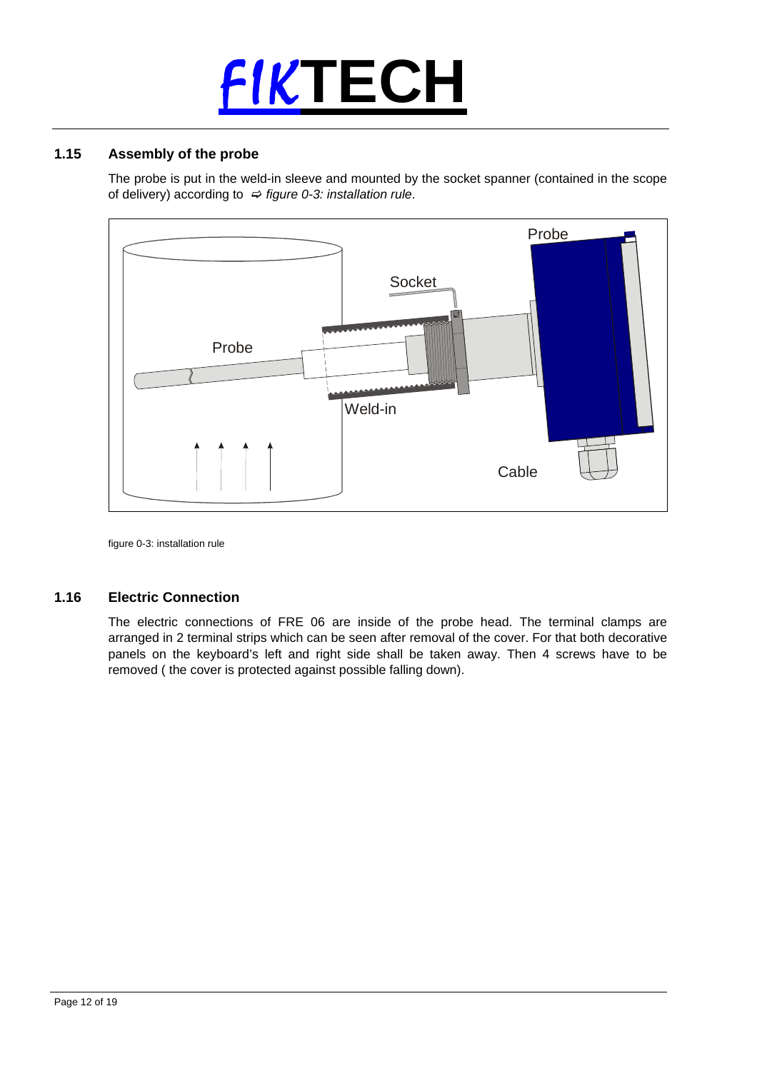## 1.15 Assembly of the probe

The probe is put in the weld-in sleeve and mounted by the socket spanner (contained in the scope of delivery) according to ⇨ *figure 0-3: installation rule*.

figure 0-3: installation rule

## 1.16 Electric Connection

The electric connections of FRE 06 are inside of the probe head. The terminal clamps are arranged in 2 terminal strips which can be seen after removal of the cover. For that both decorative panels on the keyboard's left and right side shall be taken away. Then 4 screws have to be removed ( the cover is protected against possible falling down).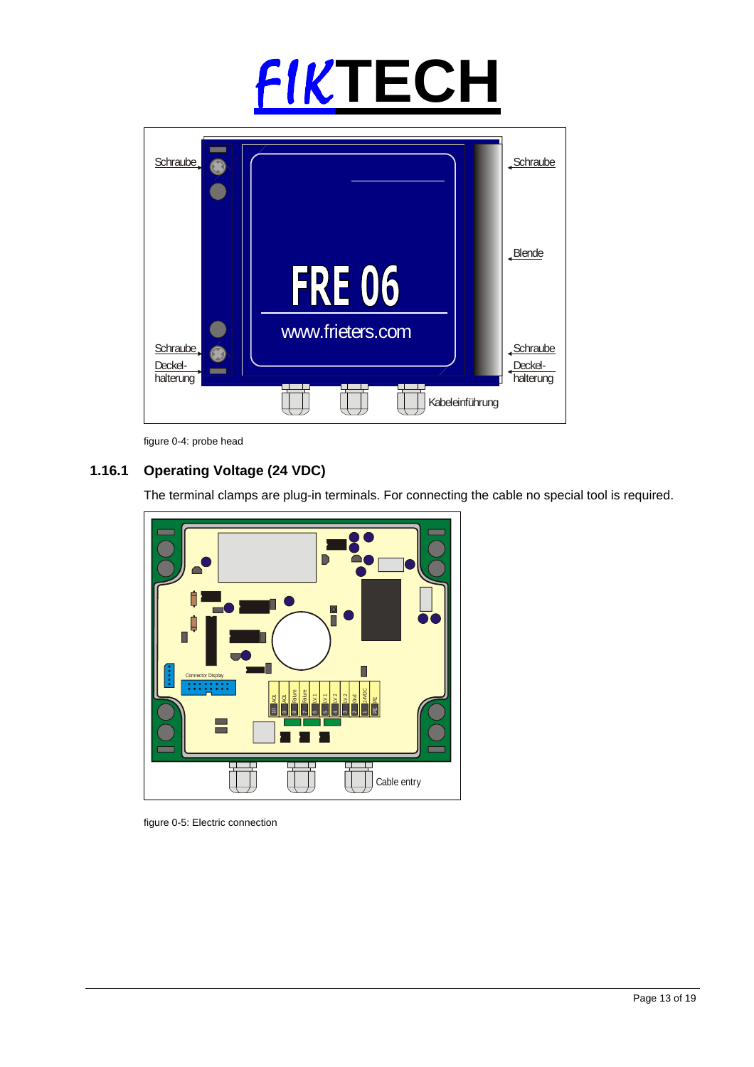figure 0-4: probe head

### 1.16.1 Operating Voltage (24 VDC)

The terminal clamps are plug-in terminals. For connecting the cable no special tool is required.

figure 0-5: Electric connection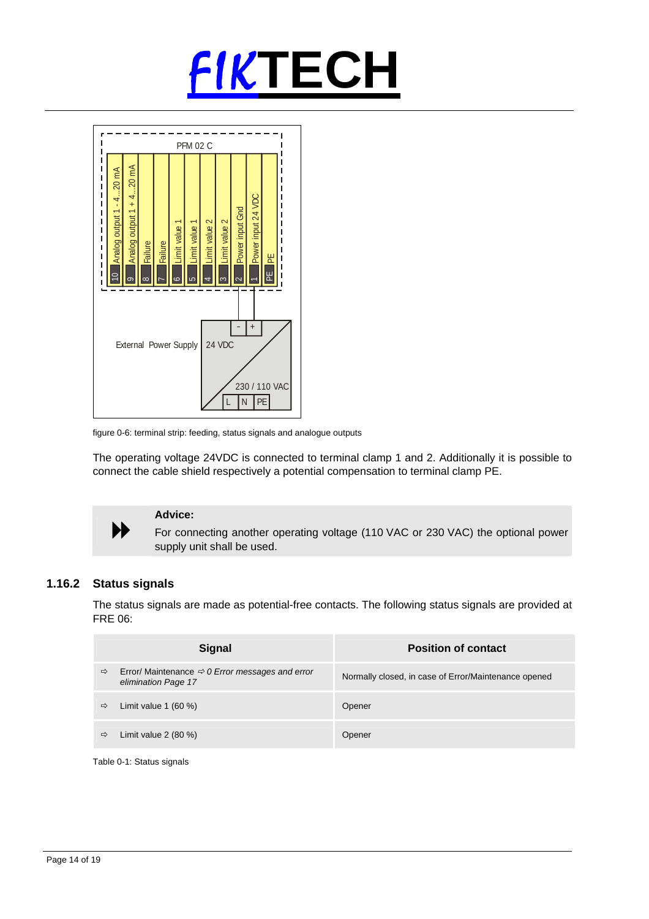figure 0-6: terminal strip: feeding, status signals and analogue outputs

The operating voltage 24VDC is connected to terminal clamp 1 and 2. Additionally it is possible to connect the cable shield respectively a potential compensation to terminal clamp PE.

**Advice:**

For connecting another operating voltage (110 VAC or 230 VAC) the optional power supply unit shall be used.

### 1.16.2 Status signals

The status signals are made as potential-free contacts. The following status signals are provided at FRE 06:

| Signal | Position of contact |
|---|---|
| ⇨ Error/ Maintenance ⇨ *0 Error messages and error elimination Page 17* | Normally closed, in case of Error/Maintenance opened |
| ⇨ Limit value 1 (60 %) | Opener |
| ⇨ Limit value 2 (80 %) | Opener |

Table 0-1: Status signals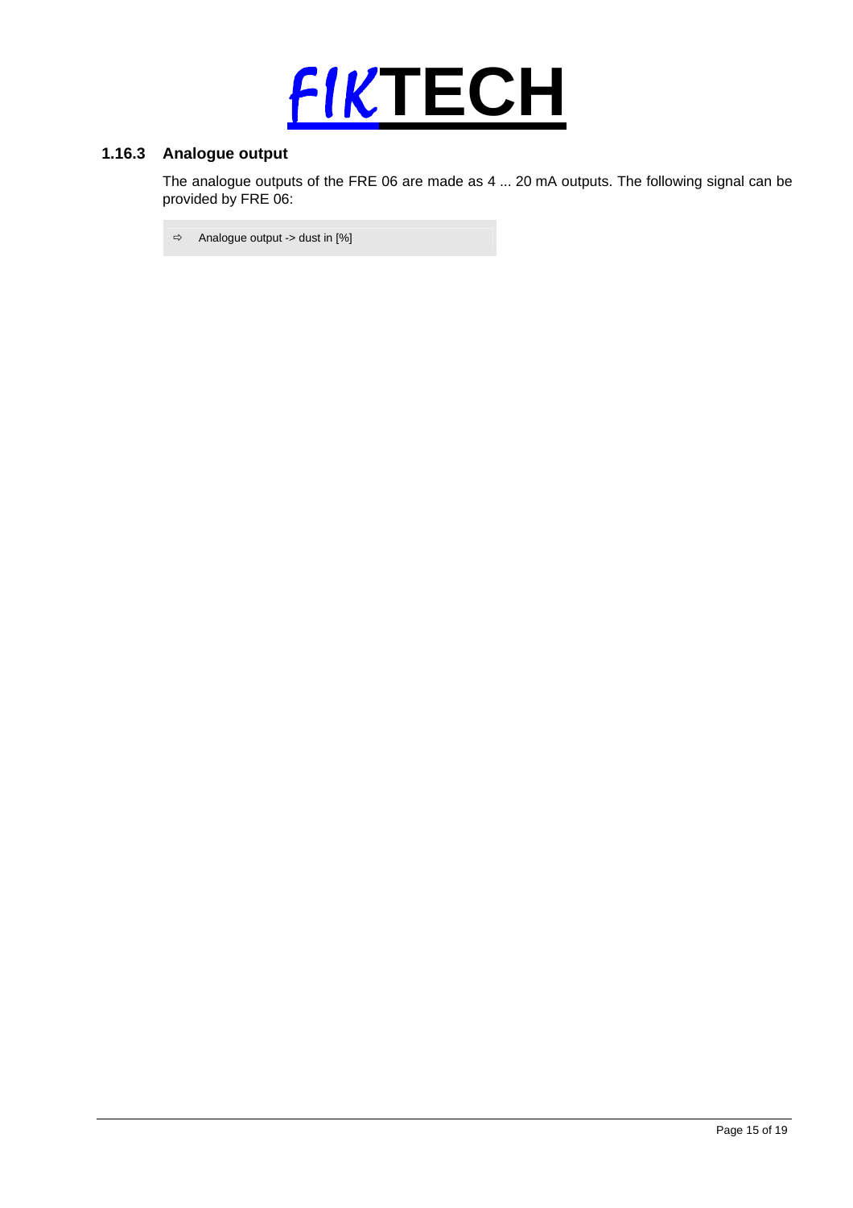### 1.16.3 Analogue output

The analogue outputs of the FRE 06 are made as 4 ... 20 mA outputs. The following signal can be provided by FRE 06:

- ⇨ Analogue output -> dust in [%]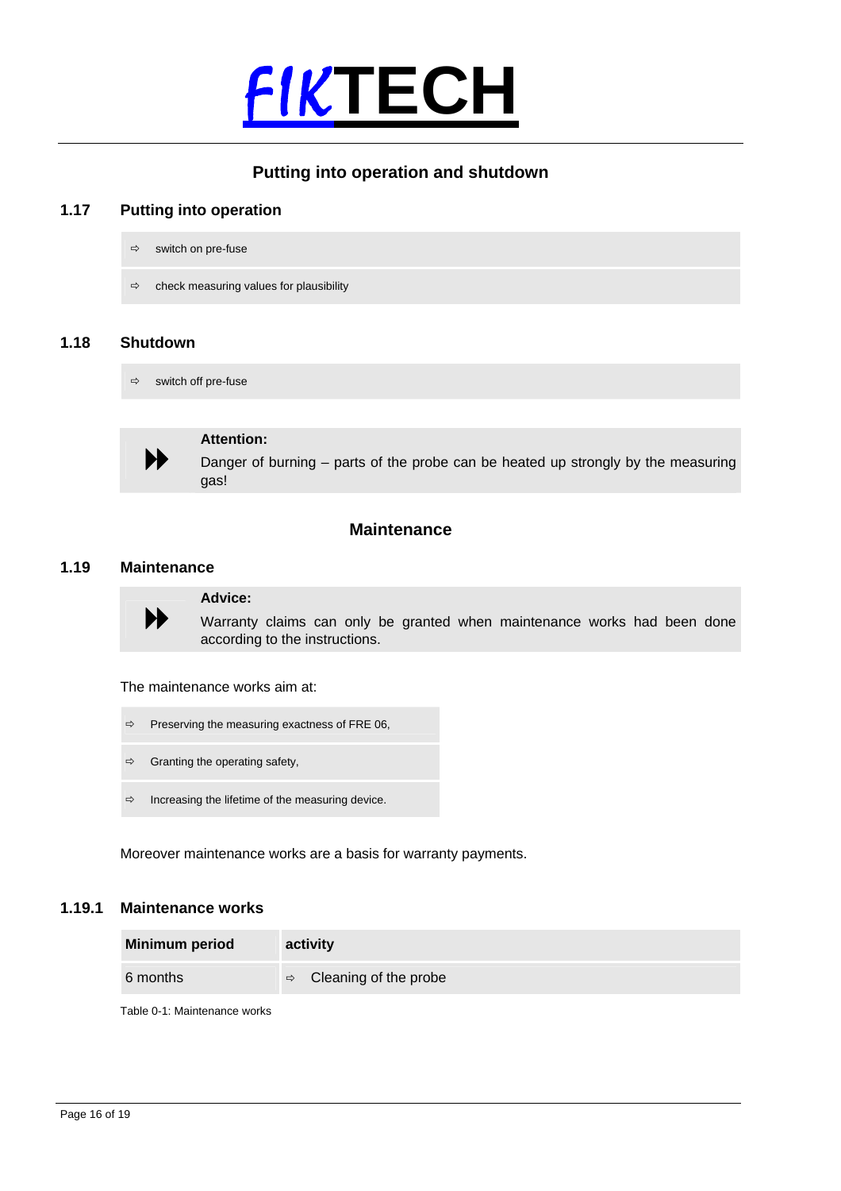# Putting into operation and shutdown

## 1.17 Putting into operation

- ⇨ switch on pre-fuse
- ⇨ check measuring values for plausibility

## 1.18 Shutdown

- ⇨ switch off pre-fuse

**Attention:**
Danger of burning – parts of the probe can be heated up strongly by the measuring gas!

# Maintenance

## 1.19 Maintenance

**Advice:**
Warranty claims can only be granted when maintenance works had been done according to the instructions.

The maintenance works aim at:

- ⇨ Preserving the measuring exactness of FRE 06,
- ⇨ Granting the operating safety,
- ⇨ Increasing the lifetime of the measuring device.

Moreover maintenance works are a basis for warranty payments.

### 1.19.1 Maintenance works

| Minimum period | activity |
|---|---|
| 6 months | ⇨ Cleaning of the probe |

Table 0-1: Maintenance works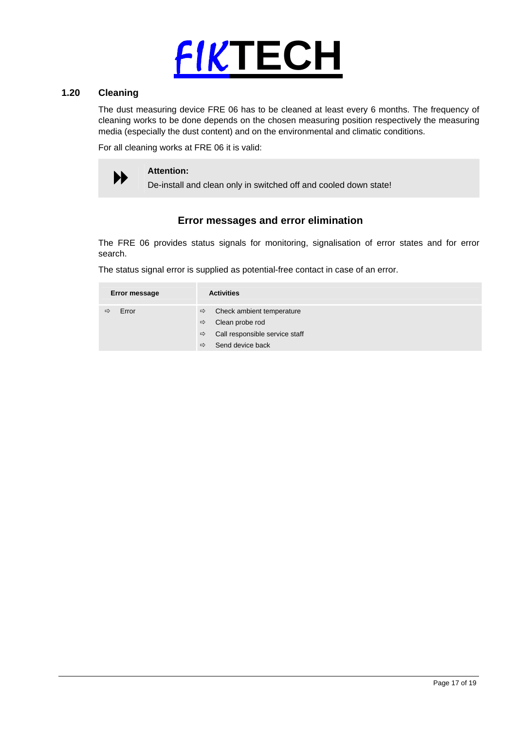## 1.20 Cleaning

The dust measuring device FRE 06 has to be cleaned at least every 6 months. The frequency of cleaning works to be done depends on the chosen measuring position respectively the measuring media (especially the dust content) and on the environmental and climatic conditions.

For all cleaning works at FRE 06 it is valid:

> **Attention:**
> De-install and clean only in switched off and cooled down state!

## Error messages and error elimination

The FRE 06 provides status signals for monitoring, signalisation of error states and for error search.

The status signal error is supplied as potential-free contact in case of an error.

| Error message | Activities |
|---|---|
| ⇨ Error | ⇨ Check ambient temperature<br>⇨ Clean probe rod<br>⇨ Call responsible service staff<br>⇨ Send device back |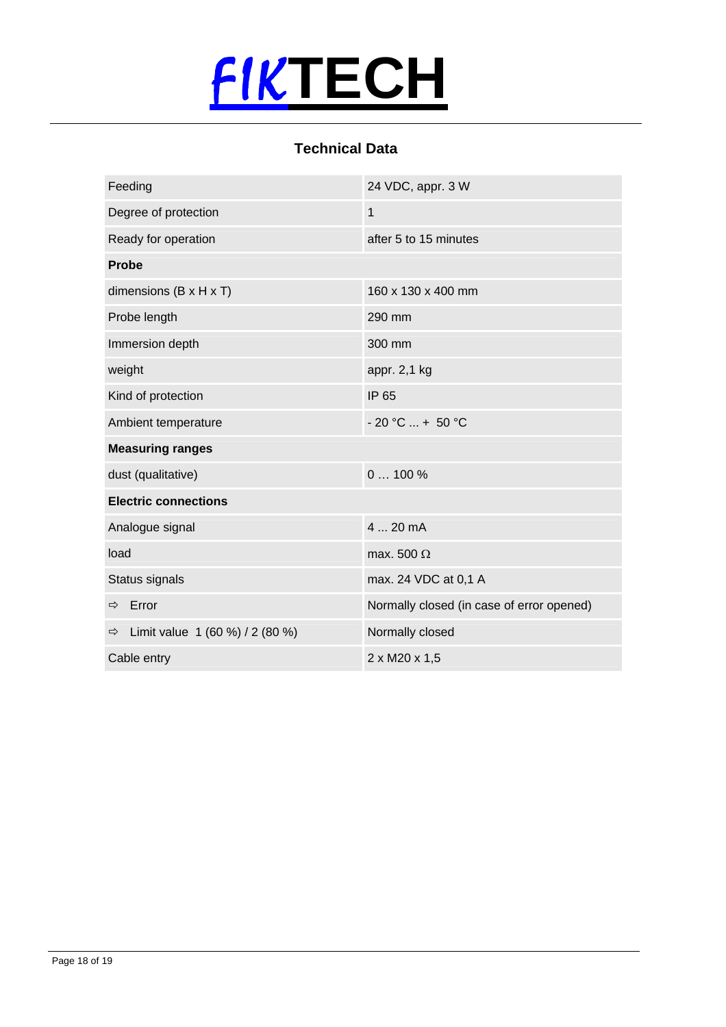# FIKTECH

## Technical Data

| | |
|---|---|
| Feeding | 24 VDC, appr. 3 W |
| Degree of protection | 1 |
| Ready for operation | after 5 to 15 minutes |
| **Probe** | |
| dimensions (B x H x T) | 160 x 130 x 400 mm |
| Probe length | 290 mm |
| Immersion depth | 300 mm |
| weight | appr. 2,1 kg |
| Kind of protection | IP 65 |
| Ambient temperature | - 20 °C ... + 50 °C |
| **Measuring ranges** | |
| dust (qualitative) | 0 … 100 % |
| **Electric connections** | |
| Analogue signal | 4 ... 20 mA |
| load | max. 500 Ω |
| Status signals | max. 24 VDC at 0,1 A |
| ⇨ Error | Normally closed (in case of error opened) |
| ⇨ Limit value 1 (60 %) / 2 (80 %) | Normally closed |
| Cable entry | 2 x M20 x 1,5 |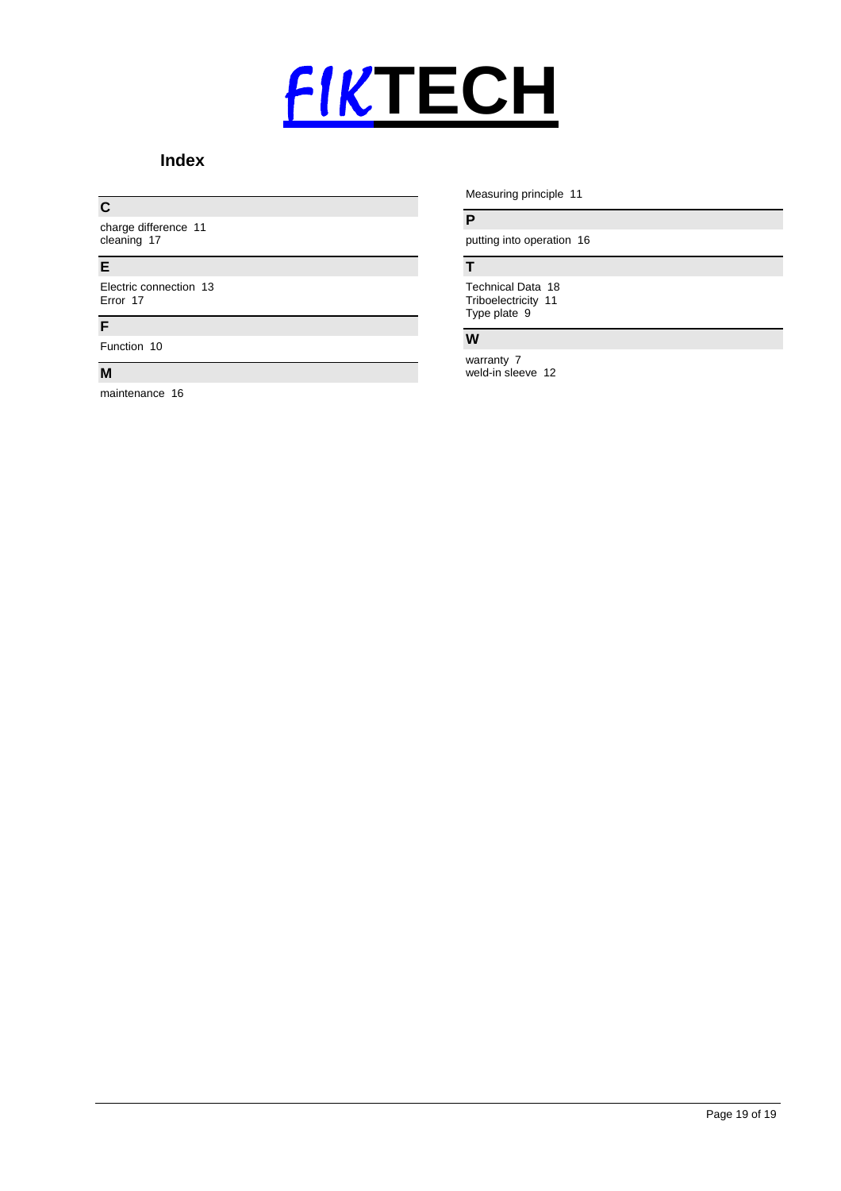# FIKTECH

## Index

### C

charge difference 11
cleaning 17

### E

Electric connection 13
Error 17

### F

Function 10

### M

maintenance 16
Measuring principle 11

### P

putting into operation 16

### T

Technical Data 18
Triboelectricity 11
Type plate 9

### W

warranty 7
weld-in sleeve 12